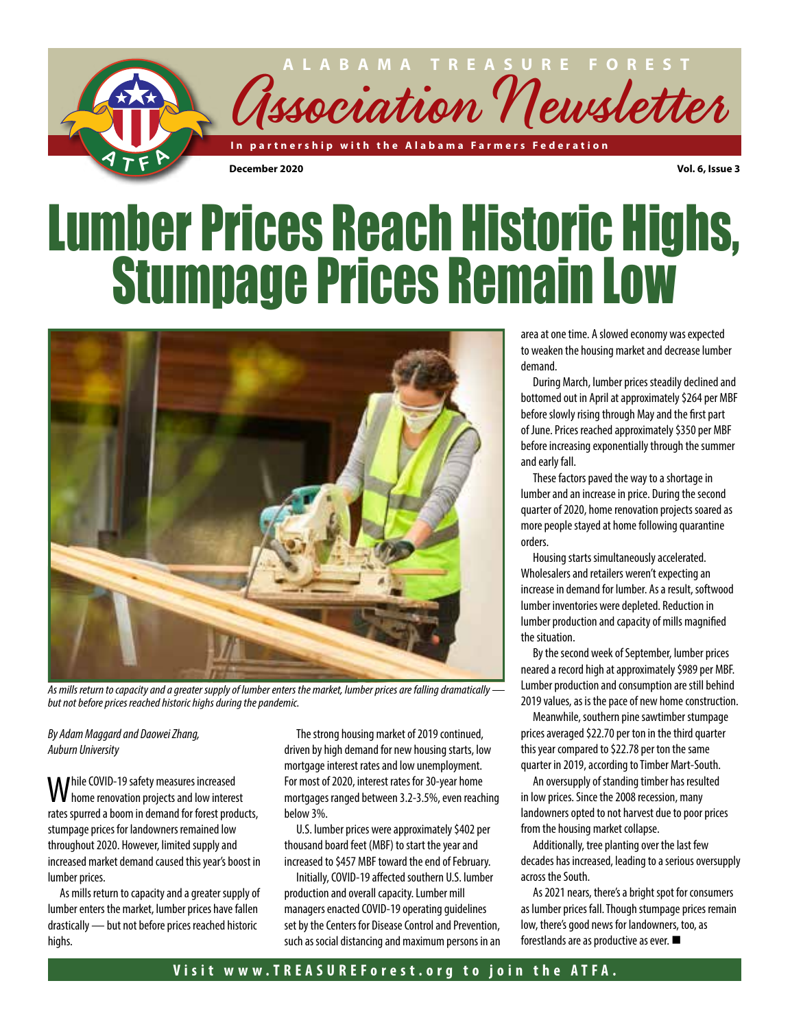# ALABAMA TREASURE FOREST Association Newsletter

In partnership with the Alabama Farmers Federation

December 2020 — Vol. 6, Issue 3

# Lumber Prices Reach Historic Highs, Stumpage Prices Remain Low

*As mills return to capacity and a greater supply of lumber enters the market, lumber prices are falling dramatically — but not before prices reached historic highs during the pandemic.*

*By Adam Maggard and Daowei Zhang, Auburn University*

While COVID-19 safety measures increased home renovation projects and low interest rates spurred a boom in demand for forest products, stumpage prices for landowners remained low throughout 2020. However, limited supply and increased market demand caused this year's boost in lumber prices.

As mills return to capacity and a greater supply of lumber enters the market, lumber prices have fallen drastically — but not before prices reached historic highs.

The strong housing market of 2019 continued, driven by high demand for new housing starts, low mortgage interest rates and low unemployment. For most of 2020, interest rates for 30-year home mortgages ranged between 3.2-3.5%, even reaching below 3%.

U.S. lumber prices were approximately $402 per thousand board feet (MBF) to start the year and increased to $457 MBF toward the end of February.

Initially, COVID-19 affected southern U.S. lumber production and overall capacity. Lumber mill managers enacted COVID-19 operating guidelines set by the Centers for Disease Control and Prevention, such as social distancing and maximum persons in an area at one time. A slowed economy was expected to weaken the housing market and decrease lumber demand.

During March, lumber prices steadily declined and bottomed out in April at approximately $264 per MBF before slowly rising through May and the first part of June. Prices reached approximately $350 per MBF before increasing exponentially through the summer and early fall.

These factors paved the way to a shortage in lumber and an increase in price. During the second quarter of 2020, home renovation projects soared as more people stayed at home following quarantine orders.

Housing starts simultaneously accelerated. Wholesalers and retailers weren't expecting an increase in demand for lumber. As a result, softwood lumber inventories were depleted. Reduction in lumber production and capacity of mills magnified the situation.

By the second week of September, lumber prices neared a record high at approximately $989 per MBF. Lumber production and consumption are still behind 2019 values, as is the pace of new home construction.

Meanwhile, southern pine sawtimber stumpage prices averaged $22.70 per ton in the third quarter this year compared to $22.78 per ton the same quarter in 2019, according to Timber Mart-South.

An oversupply of standing timber has resulted in low prices. Since the 2008 recession, many landowners opted to not harvest due to poor prices from the housing market collapse.

Additionally, tree planting over the last few decades has increased, leading to a serious oversupply across the South.

As 2021 nears, there's a bright spot for consumers as lumber prices fall. Though stumpage prices remain low, there's good news for landowners, too, as forestlands are as productive as ever. ■

**Visit www.TREASUREForest.org to join the ATFA.**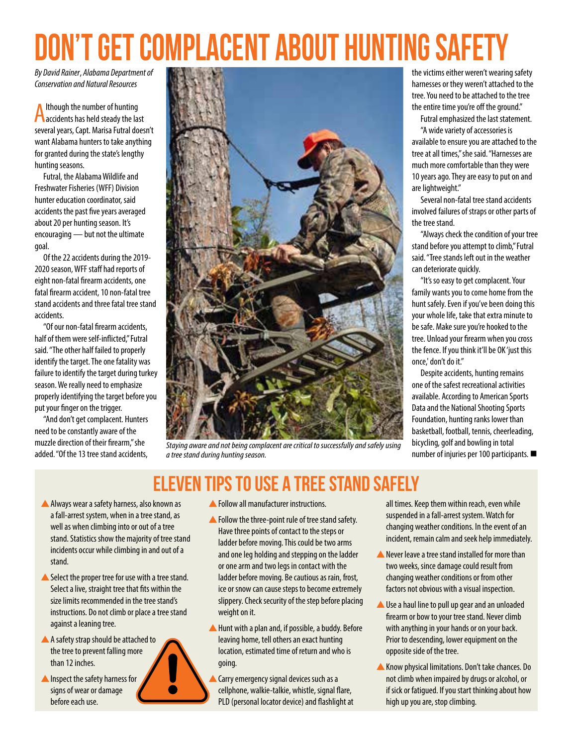# DON'T GET COMPLACENT ABOUT HUNTING SAFETY

*By David Rainer, Alabama Department of Conservation and Natural Resources*

Although the number of hunting accidents has held steady the last several years, Capt. Marisa Futral doesn't want Alabama hunters to take anything for granted during the state's lengthy hunting seasons.

Futral, the Alabama Wildlife and Freshwater Fisheries (WFF) Division hunter education coordinator, said accidents the past five years averaged about 20 per hunting season. It's encouraging — but not the ultimate goal.

Of the 22 accidents during the 2019-2020 season, WFF staff had reports of eight non-fatal firearm accidents, one fatal firearm accident, 10 non-fatal tree stand accidents and three fatal tree stand accidents.

"Of our non-fatal firearm accidents, half of them were self-inflicted," Futral said. "The other half failed to properly identify the target. The one fatality was failure to identify the target during turkey season. We really need to emphasize properly identifying the target before you put your finger on the trigger.

"And don't get complacent. Hunters need to be constantly aware of the muzzle direction of their firearm," she added. "Of the 13 tree stand accidents, the victims either weren't wearing safety harnesses or they weren't attached to the tree. You need to be attached to the tree the entire time you're off the ground."

*Staying aware and not being complacent are critical to successfully and safely using a tree stand during hunting season.*

Futral emphasized the last statement.

"A wide variety of accessories is available to ensure you are attached to the tree at all times," she said. "Harnesses are much more comfortable than they were 10 years ago. They are easy to put on and are lightweight."

Several non-fatal tree stand accidents involved failures of straps or other parts of the tree stand.

"Always check the condition of your tree stand before you attempt to climb," Futral said. "Tree stands left out in the weather can deteriorate quickly.

"It's so easy to get complacent. Your family wants you to come home from the hunt safely. Even if you've been doing this your whole life, take that extra minute to be safe. Make sure you're hooked to the tree. Unload your firearm when you cross the fence. If you think it'll be OK 'just this once,' don't do it."

Despite accidents, hunting remains one of the safest recreational activities available. According to American Sports Data and the National Shooting Sports Foundation, hunting ranks lower than basketball, football, tennis, cheerleading, bicycling, golf and bowling in total number of injuries per 100 participants. ■

## ELEVEN TIPS TO USE A TREE STAND SAFELY

- Always wear a safety harness, also known as a fall-arrest system, when in a tree stand, as well as when climbing into or out of a tree stand. Statistics show the majority of tree stand incidents occur while climbing in and out of a stand.
- Select the proper tree for use with a tree stand. Select a live, straight tree that fits within the size limits recommended in the tree stand's instructions. Do not climb or place a tree stand against a leaning tree.
- A safety strap should be attached to the tree to prevent falling more than 12 inches.
- Inspect the safety harness for signs of wear or damage before each use.
- Follow all manufacturer instructions.
- Follow the three-point rule of tree stand safety. Have three points of contact to the steps or ladder before moving. This could be two arms and one leg holding and stepping on the ladder or one arm and two legs in contact with the ladder before moving. Be cautious as rain, frost, ice or snow can cause steps to become extremely slippery. Check security of the step before placing weight on it.
- Hunt with a plan and, if possible, a buddy. Before leaving home, tell others an exact hunting location, estimated time of return and who is going.
- Carry emergency signal devices such as a cellphone, walkie-talkie, whistle, signal flare, PLD (personal locator device) and flashlight at all times. Keep them within reach, even while suspended in a fall-arrest system. Watch for changing weather conditions. In the event of an incident, remain calm and seek help immediately.
- Never leave a tree stand installed for more than two weeks, since damage could result from changing weather conditions or from other factors not obvious with a visual inspection.
- Use a haul line to pull up gear and an unloaded firearm or bow to your tree stand. Never climb with anything in your hands or on your back. Prior to descending, lower equipment on the opposite side of the tree.
- Know physical limitations. Don't take chances. Do not climb when impaired by drugs or alcohol, or if sick or fatigued. If you start thinking about how high up you are, stop climbing.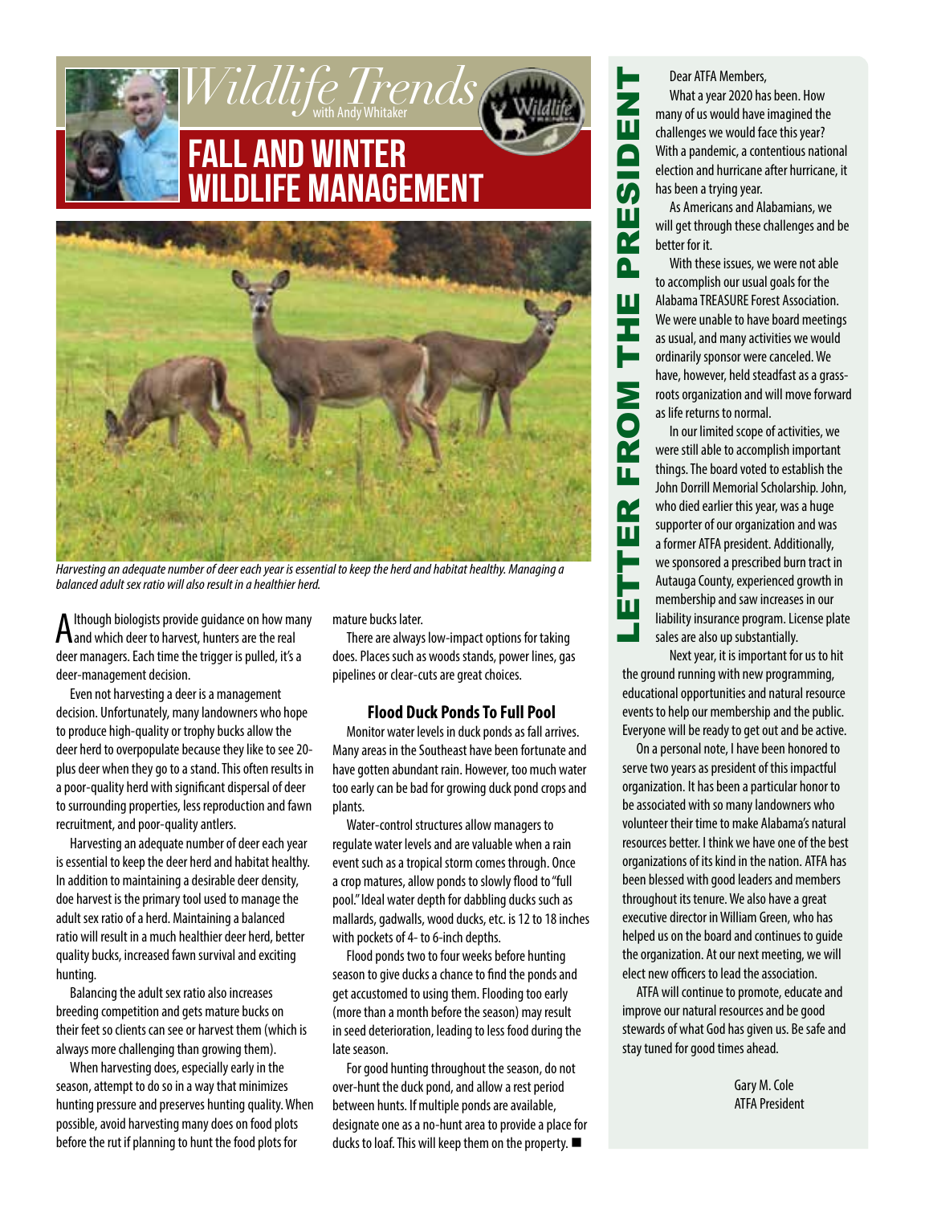# Wildlife Trends

with Andy Whitaker

## FALL AND WINTER WILDLIFE MANAGEMENT

*Harvesting an adequate number of deer each year is essential to keep the herd and habitat healthy. Managing a balanced adult sex ratio will also result in a healthier herd.*

Although biologists provide guidance on how many and which deer to harvest, hunters are the real deer managers. Each time the trigger is pulled, it's a deer-management decision.

Even not harvesting a deer is a management decision. Unfortunately, many landowners who hope to produce high-quality or trophy bucks allow the deer herd to overpopulate because they like to see 20-plus deer when they go to a stand. This often results in a poor-quality herd with significant dispersal of deer to surrounding properties, less reproduction and fawn recruitment, and poor-quality antlers.

Harvesting an adequate number of deer each year is essential to keep the deer herd and habitat healthy. In addition to maintaining a desirable deer density, doe harvest is the primary tool used to manage the adult sex ratio of a herd. Maintaining a balanced ratio will result in a much healthier deer herd, better quality bucks, increased fawn survival and exciting hunting.

Balancing the adult sex ratio also increases breeding competition and gets mature bucks on their feet so clients can see or harvest them (which is always more challenging than growing them).

When harvesting does, especially early in the season, attempt to do so in a way that minimizes hunting pressure and preserves hunting quality. When possible, avoid harvesting many does on food plots before the rut if planning to hunt the food plots for mature bucks later.

There are always low-impact options for taking does. Places such as woods stands, power lines, gas pipelines or clear-cuts are great choices.

### Flood Duck Ponds To Full Pool

Monitor water levels in duck ponds as fall arrives. Many areas in the Southeast have been fortunate and have gotten abundant rain. However, too much water too early can be bad for growing duck pond crops and plants.

Water-control structures allow managers to regulate water levels and are valuable when a rain event such as a tropical storm comes through. Once a crop matures, allow ponds to slowly flood to "full pool." Ideal water depth for dabbling ducks such as mallards, gadwalls, wood ducks, etc. is 12 to 18 inches with pockets of 4- to 6-inch depths.

Flood ponds two to four weeks before hunting season to give ducks a chance to find the ponds and get accustomed to using them. Flooding too early (more than a month before the season) may result in seed deterioration, leading to less food during the late season.

For good hunting throughout the season, do not over-hunt the duck pond, and allow a rest period between hunts. If multiple ponds are available, designate one as a no-hunt area to provide a place for ducks to loaf. This will keep them on the property. ■

## LETTER FROM THE PRESIDENT

Dear ATFA Members,

What a year 2020 has been. How many of us would have imagined the challenges we would face this year? With a pandemic, a contentious national election and hurricane after hurricane, it has been a trying year.

As Americans and Alabamians, we will get through these challenges and be better for it.

With these issues, we were not able to accomplish our usual goals for the Alabama TREASURE Forest Association. We were unable to have board meetings as usual, and many activities we would ordinarily sponsor were canceled. We have, however, held steadfast as a grass-roots organization and will move forward as life returns to normal.

In our limited scope of activities, we were still able to accomplish important things. The board voted to establish the John Dorrill Memorial Scholarship. John, who died earlier this year, was a huge supporter of our organization and was a former ATFA president. Additionally, we sponsored a prescribed burn tract in Autauga County, experienced growth in membership and saw increases in our liability insurance program. License plate sales are also up substantially.

Next year, it is important for us to hit the ground running with new programming, educational opportunities and natural resource events to help our membership and the public. Everyone will be ready to get out and be active.

On a personal note, I have been honored to serve two years as president of this impactful organization. It has been a particular honor to be associated with so many landowners who volunteer their time to make Alabama's natural resources better. I think we have one of the best organizations of its kind in the nation. ATFA has been blessed with good leaders and members throughout its tenure. We also have a great executive director in William Green, who has helped us on the board and continues to guide the organization. At our next meeting, we will elect new officers to lead the association.

ATFA will continue to promote, educate and improve our natural resources and be good stewards of what God has given us. Be safe and stay tuned for good times ahead.

Gary M. Cole
ATFA President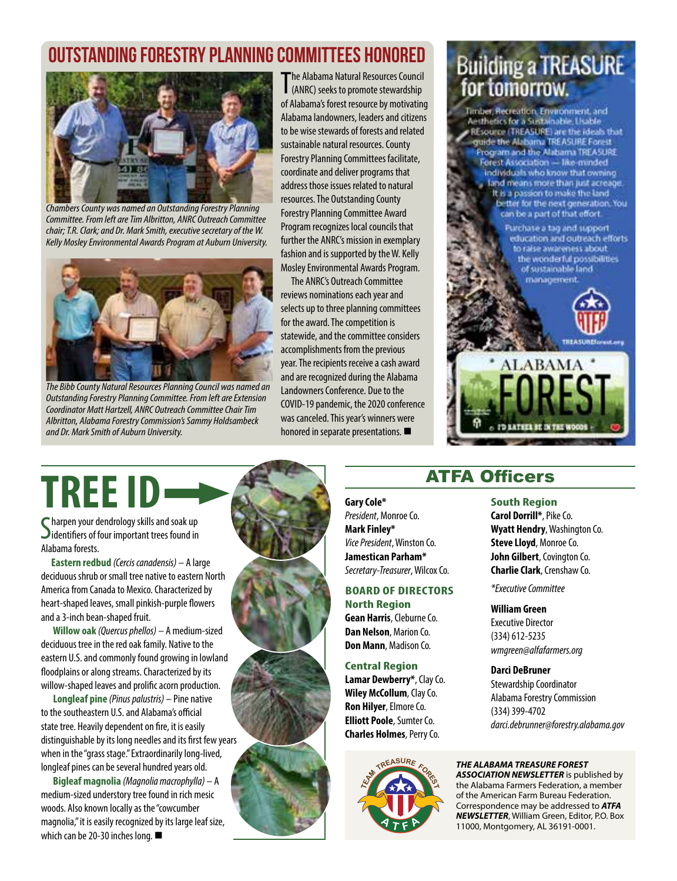## OUTSTANDING FORESTRY PLANNING COMMITTEES HONORED

*Chambers County was named an Outstanding Forestry Planning Committee. From left are Tim Albritton, ANRC Outreach Committee chair; T.R. Clark; and Dr. Mark Smith, executive secretary of the W. Kelly Mosley Environmental Awards Program at Auburn University.*

*The Bibb County Natural Resources Planning Council was named an Outstanding Forestry Planning Committee. From left are Extension Coordinator Matt Hartzell, ANRC Outreach Committee Chair Tim Albritton, Alabama Forestry Commission's Sammy Holdsambeck and Dr. Mark Smith of Auburn University.*

The Alabama Natural Resources Council (ANRC) seeks to promote stewardship of Alabama's forest resource by motivating Alabama landowners, leaders and citizens to be wise stewards of forests and related sustainable natural resources. County Forestry Planning Committees facilitate, coordinate and deliver programs that address those issues related to natural resources. The Outstanding County Forestry Planning Committee Award Program recognizes local councils that further the ANRC's mission in exemplary fashion and is supported by the W. Kelly Mosley Environmental Awards Program.

The ANRC's Outreach Committee reviews nominations each year and selects up to three planning committees for the award. The competition is statewide, and the committee considers accomplishments from the previous year. The recipients receive a cash award and are recognized during the Alabama Landowners Conference. Due to the COVID-19 pandemic, the 2020 conference was canceled. This year's winners were honored in separate presentations. ■

## Building a TREASURE for tomorrow.

Timber, Recreation, Environment, and Aesthetics for a Sustainable, Usable REsource (TREASURE) are the ideals that guide the Alabama TREASURE Forest Program and the Alabama TREASURE Forest Association — like-minded individuals who know that owning land means more than just acreage. It is a passion to make the land better for the next generation. You can be a part of that effort.

Purchase a tag and support education and outreach efforts to raise awareness about the wonderful possibilities of sustainable land management.

TREASUREforest.org

ALABAMA FOREST — I'D RATHER BE IN THE WOODS

## TREE ID

Sharpen your dendrology skills and soak up identifiers of four important trees found in Alabama forests.

**Eastern redbud** *(Cercis canadensis)* – A large deciduous shrub or small tree native to eastern North America from Canada to Mexico. Characterized by heart-shaped leaves, small pinkish-purple flowers and a 3-inch bean-shaped fruit.

**Willow oak** *(Quercus phellos)* – A medium-sized deciduous tree in the red oak family. Native to the eastern U.S. and commonly found growing in lowland floodplains or along streams. Characterized by its willow-shaped leaves and prolific acorn production.

**Longleaf pine** *(Pinus palustris)* – Pine native to the southeastern U.S. and Alabama's official state tree. Heavily dependent on fire, it is easily distinguishable by its long needles and its first few years when in the "grass stage." Extraordinarily long-lived, longleaf pines can be several hundred years old.

**Bigleaf magnolia** *(Magnolia macrophylla)* – A medium-sized understory tree found in rich mesic woods. Also known locally as the "cowcumber magnolia," it is easily recognized by its large leaf size, which can be 20-30 inches long. ■

## ATFA Officers

**Gary Cole***
*President*, Monroe Co.

**Mark Finley***
*Vice President*, Winston Co.

**Jamestican Parham***
*Secretary-Treasurer*, Wilcox Co.

### BOARD OF DIRECTORS

**North Region**

**Gean Harris**, Cleburne Co.
**Dan Nelson**, Marion Co.
**Don Mann**, Madison Co.

**Central Region**

**Lamar Dewberry***, Clay Co.
**Wiley McCollum**, Clay Co.
**Ron Hilyer**, Elmore Co.
**Elliott Poole**, Sumter Co.
**Charles Holmes**, Perry Co.

**South Region**

**Carol Dorrill***, Pike Co.
**Wyatt Hendry**, Washington Co.
**Steve Lloyd**, Monroe Co.
**John Gilbert**, Covington Co.
**Charlie Clark**, Crenshaw Co.

*\*Executive Committee*

**William Green**
Executive Director
(334) 612-5235
*wmgreen@alfafarmers.org*

**Darci DeBruner**
Stewardship Coordinator
Alabama Forestry Commission
(334) 399-4702
*darci.debrunner@forestry.alabama.gov*

***THE ALABAMA TREASURE FOREST ASSOCIATION NEWSLETTER*** is published by the Alabama Farmers Federation, a member of the American Farm Bureau Federation. Correspondence may be addressed to ***ATFA NEWSLETTER***, William Green, Editor, P.O. Box 11000, Montgomery, AL 36191-0001.